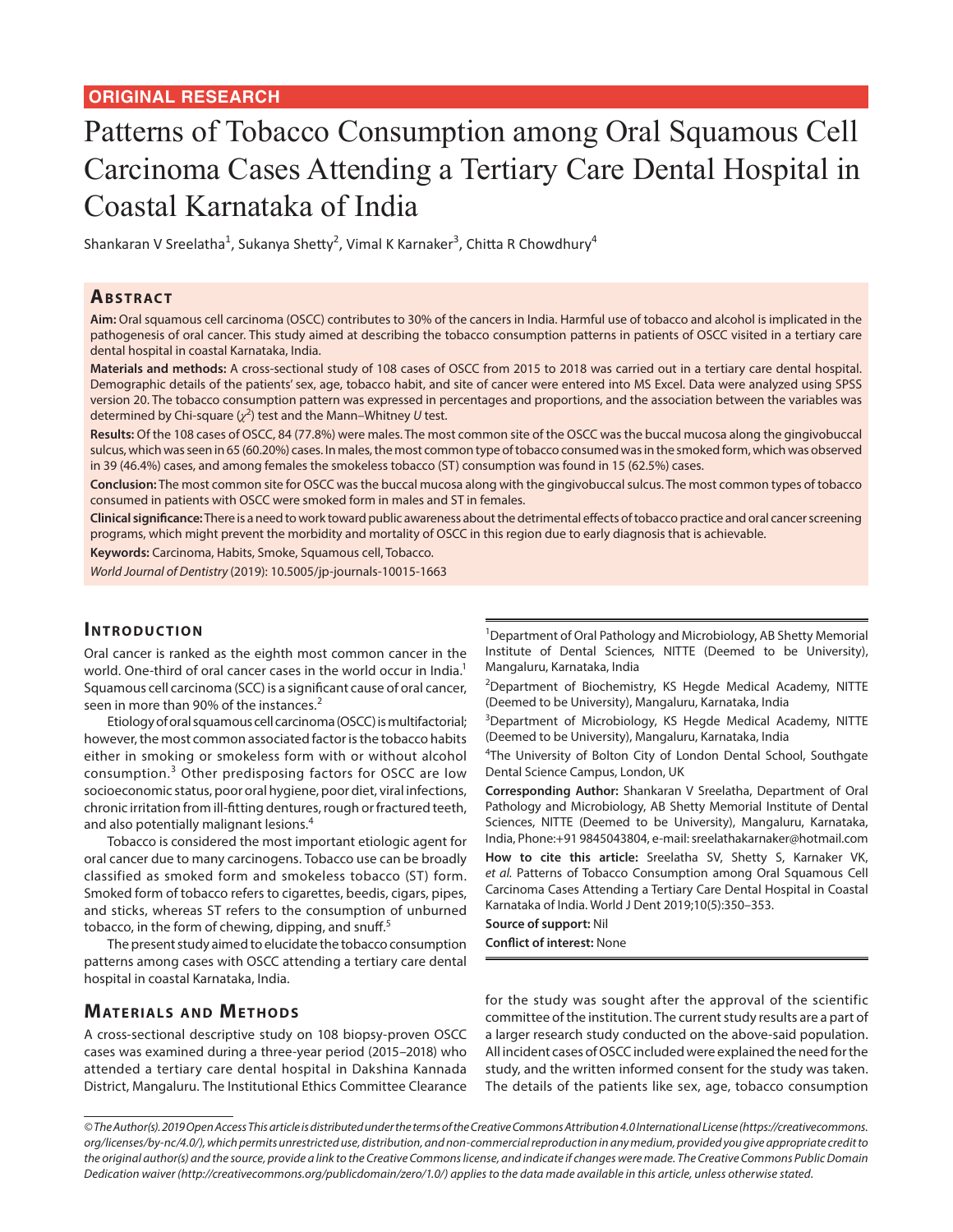ORIGINAL RESEARCH

# Patterns of Tobacco Consumption among Oral Squamous Cell Carcinoma Cases Attending a Tertiary Care Dental Hospital in Coastal Karnataka of India

Shankaran V Sreelatha[1], Sukanya Shetty[2], Vimal K Karnaker[3], Chitta R Chowdhury[4]

## Abstract

**Aim:** Oral squamous cell carcinoma (OSCC) contributes to 30% of the cancers in India. Harmful use of tobacco and alcohol is implicated in the pathogenesis of oral cancer. This study aimed at describing the tobacco consumption patterns in patients of OSCC visited in a tertiary care dental hospital in coastal Karnataka, India.

**Materials and methods:** A cross-sectional study of 108 cases of OSCC from 2015 to 2018 was carried out in a tertiary care dental hospital. Demographic details of the patients' sex, age, tobacco habit, and site of cancer were entered into MS Excel. Data were analyzed using SPSS version 20. The tobacco consumption pattern was expressed in percentages and proportions, and the association between the variables was determined by Chi-square ($\chi^2$) test and the Mann–Whitney *U* test.

**Results:** Of the 108 cases of OSCC, 84 (77.8%) were males. The most common site of the OSCC was the buccal mucosa along the gingivobuccal sulcus, which was seen in 65 (60.20%) cases. In males, the most common type of tobacco consumed was in the smoked form, which was observed in 39 (46.4%) cases, and among females the smokeless tobacco (ST) consumption was found in 15 (62.5%) cases.

**Conclusion:** The most common site for OSCC was the buccal mucosa along with the gingivobuccal sulcus. The most common types of tobacco consumed in patients with OSCC were smoked form in males and ST in females.

**Clinical significance:** There is a need to work toward public awareness about the detrimental effects of tobacco practice and oral cancer screening programs, which might prevent the morbidity and mortality of OSCC in this region due to early diagnosis that is achievable.

**Keywords:** Carcinoma, Habits, Smoke, Squamous cell, Tobacco.

*World Journal of Dentistry* (2019): 10.5005/jp-journals-10015-1663

## Introduction

Oral cancer is ranked as the eighth most common cancer in the world. One-third of oral cancer cases in the world occur in India.[1] Squamous cell carcinoma (SCC) is a significant cause of oral cancer, seen in more than 90% of the instances.[2]

Etiology of oral squamous cell carcinoma (OSCC) is multifactorial; however, the most common associated factor is the tobacco habits either in smoking or smokeless form with or without alcohol consumption.[3] Other predisposing factors for OSCC are low socioeconomic status, poor oral hygiene, poor diet, viral infections, chronic irritation from ill-fitting dentures, rough or fractured teeth, and also potentially malignant lesions.[4]

Tobacco is considered the most important etiologic agent for oral cancer due to many carcinogens. Tobacco use can be broadly classified as smoked form and smokeless tobacco (ST) form. Smoked form of tobacco refers to cigarettes, beedis, cigars, pipes, and sticks, whereas ST refers to the consumption of unburned tobacco, in the form of chewing, dipping, and snuff.[5]

The present study aimed to elucidate the tobacco consumption patterns among cases with OSCC attending a tertiary care dental hospital in coastal Karnataka, India.

## Materials and Methods

A cross-sectional descriptive study on 108 biopsy-proven OSCC cases was examined during a three-year period (2015–2018) who attended a tertiary care dental hospital in Dakshina Kannada District, Mangaluru. The Institutional Ethics Committee Clearance for the study was sought after the approval of the scientific committee of the institution. The current study results are a part of a larger research study conducted on the above-said population. All incident cases of OSCC included were explained the need for the study, and the written informed consent for the study was taken. The details of the patients like sex, age, tobacco consumption

---

[1]Department of Oral Pathology and Microbiology, AB Shetty Memorial Institute of Dental Sciences, NITTE (Deemed to be University), Mangaluru, Karnataka, India

[2]Department of Biochemistry, KS Hegde Medical Academy, NITTE (Deemed to be University), Mangaluru, Karnataka, India

[3]Department of Microbiology, KS Hegde Medical Academy, NITTE (Deemed to be University), Mangaluru, Karnataka, India

[4]The University of Bolton City of London Dental School, Southgate Dental Science Campus, London, UK

**Corresponding Author:** Shankaran V Sreelatha, Department of Oral Pathology and Microbiology, AB Shetty Memorial Institute of Dental Sciences, NITTE (Deemed to be University), Mangaluru, Karnataka, India, Phone:+91 9845043804, e-mail: sreelathakarnaker@hotmail.com

**How to cite this article:** Sreelatha SV, Shetty S, Karnaker VK, *et al.* Patterns of Tobacco Consumption among Oral Squamous Cell Carcinoma Cases Attending a Tertiary Care Dental Hospital in Coastal Karnataka of India. World J Dent 2019;10(5):350–353.

**Source of support:** Nil

**Conflict of interest:** None

*© The Author(s). 2019 Open Access This article is distributed under the terms of the Creative Commons Attribution 4.0 International License (https://creativecommons.org/licenses/by-nc/4.0/), which permits unrestricted use, distribution, and non-commercial reproduction in any medium, provided you give appropriate credit to the original author(s) and the source, provide a link to the Creative Commons license, and indicate if changes were made. The Creative Commons Public Domain Dedication waiver (http://creativecommons.org/publicdomain/zero/1.0/) applies to the data made available in this article, unless otherwise stated.*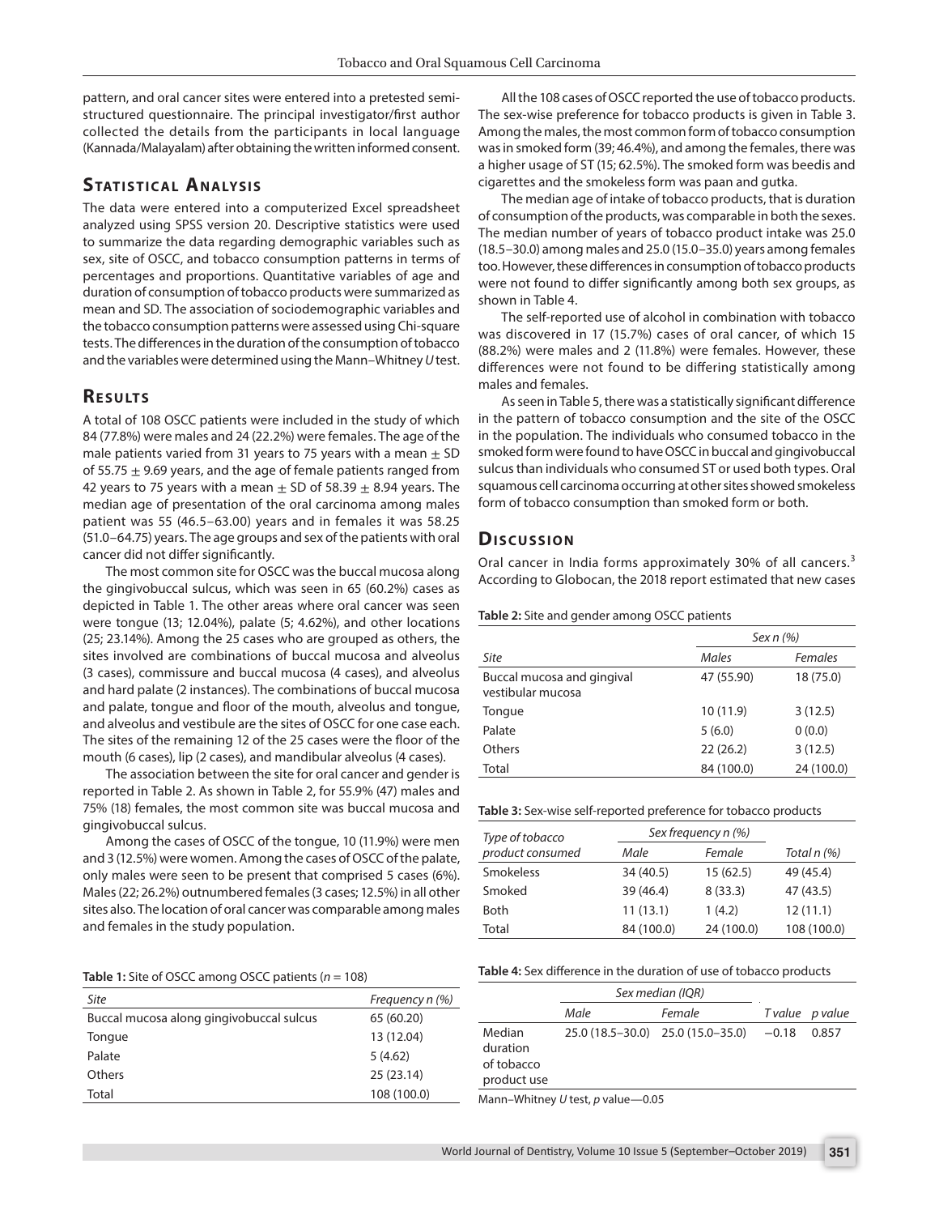pattern, and oral cancer sites were entered into a pretested semi-structured questionnaire. The principal investigator/first author collected the details from the participants in local language (Kannada/Malayalam) after obtaining the written informed consent.

## Statistical Analysis

The data were entered into a computerized Excel spreadsheet analyzed using SPSS version 20. Descriptive statistics were used to summarize the data regarding demographic variables such as sex, site of OSCC, and tobacco consumption patterns in terms of percentages and proportions. Quantitative variables of age and duration of consumption of tobacco products were summarized as mean and SD. The association of sociodemographic variables and the tobacco consumption patterns were assessed using Chi-square tests. The differences in the duration of the consumption of tobacco and the variables were determined using the Mann–Whitney *U* test.

## Results

A total of 108 OSCC patients were included in the study of which 84 (77.8%) were males and 24 (22.2%) were females. The age of the male patients varied from 31 years to 75 years with a mean $\pm$ SD of $55.75 \pm 9.69$ years, and the age of female patients ranged from 42 years to 75 years with a mean $\pm$ SD of $58.39 \pm 8.94$ years. The median age of presentation of the oral carcinoma among males patient was 55 (46.5–63.00) years and in females it was 58.25 (51.0–64.75) years. The age groups and sex of the patients with oral cancer did not differ significantly.

The most common site for OSCC was the buccal mucosa along the gingivobuccal sulcus, which was seen in 65 (60.2%) cases as depicted in Table 1. The other areas where oral cancer was seen were tongue (13; 12.04%), palate (5; 4.62%), and other locations (25; 23.14%). Among the 25 cases who are grouped as others, the sites involved are combinations of buccal mucosa and alveolus (3 cases), commissure and buccal mucosa (4 cases), and alveolus and hard palate (2 instances). The combinations of buccal mucosa and palate, tongue and floor of the mouth, alveolus and tongue, and alveolus and vestibule are the sites of OSCC for one case each. The sites of the remaining 12 of the 25 cases were the floor of the mouth (6 cases), lip (2 cases), and mandibular alveolus (4 cases).

The association between the site for oral cancer and gender is reported in Table 2. As shown in Table 2, for 55.9% (47) males and 75% (18) females, the most common site was buccal mucosa and gingivobuccal sulcus.

Among the cases of OSCC of the tongue, 10 (11.9%) were men and 3 (12.5%) were women. Among the cases of OSCC of the palate, only males were seen to be present that comprised 5 cases (6%). Males (22; 26.2%) outnumbered females (3 cases; 12.5%) in all other sites also. The location of oral cancer was comparable among males and females in the study population.

**Table 1:** Site of OSCC among OSCC patients ($n = 108$)

| Site | Frequency n (%) |
|---|---|
| Buccal mucosa along gingivobuccal sulcus | 65 (60.20) |
| Tongue | 13 (12.04) |
| Palate | 5 (4.62) |
| Others | 25 (23.14) |
| Total | 108 (100.0) |

All the 108 cases of OSCC reported the use of tobacco products. The sex-wise preference for tobacco products is given in Table 3. Among the males, the most common form of tobacco consumption was in smoked form (39; 46.4%), and among the females, there was a higher usage of ST (15; 62.5%). The smoked form was beedis and cigarettes and the smokeless form was paan and gutka.

The median age of intake of tobacco products, that is duration of consumption of the products, was comparable in both the sexes. The median number of years of tobacco product intake was 25.0 (18.5–30.0) among males and 25.0 (15.0–35.0) years among females too. However, these differences in consumption of tobacco products were not found to differ significantly among both sex groups, as shown in Table 4.

The self-reported use of alcohol in combination with tobacco was discovered in 17 (15.7%) cases of oral cancer, of which 15 (88.2%) were males and 2 (11.8%) were females. However, these differences were not found to be differing statistically among males and females.

As seen in Table 5, there was a statistically significant difference in the pattern of tobacco consumption and the site of the OSCC in the population. The individuals who consumed tobacco in the smoked form were found to have OSCC in buccal and gingivobuccal sulcus than individuals who consumed ST or used both types. Oral squamous cell carcinoma occurring at other sites showed smokeless form of tobacco consumption than smoked form or both.

## Discussion

Oral cancer in India forms approximately 30% of all cancers.[3] According to Globocan, the 2018 report estimated that new cases

**Table 2:** Site and gender among OSCC patients

| | Sex n (%) | |
|---|---|---|
| Site | Males | Females |
| Buccal mucosa and gingival vestibular mucosa | 47 (55.90) | 18 (75.0) |
| Tongue | 10 (11.9) | 3 (12.5) |
| Palate | 5 (6.0) | 0 (0.0) |
| Others | 22 (26.2) | 3 (12.5) |
| Total | 84 (100.0) | 24 (100.0) |

**Table 3:** Sex-wise self-reported preference for tobacco products

| Type of tobacco product consumed | Sex frequency n (%) | | |
|---|---|---|---|
| | Male | Female | Total n (%) |
| Smokeless | 34 (40.5) | 15 (62.5) | 49 (45.4) |
| Smoked | 39 (46.4) | 8 (33.3) | 47 (43.5) |
| Both | 11 (13.1) | 1 (4.2) | 12 (11.1) |
| Total | 84 (100.0) | 24 (100.0) | 108 (100.0) |

**Table 4:** Sex difference in the duration of use of tobacco products

| | Sex median (IQR) | | | |
|---|---|---|---|---|
| | Male | Female | T value | p value |
| Median duration of tobacco product use | 25.0 (18.5–30.0) | 25.0 (15.0–35.0) | −0.18 | 0.857 |

Mann–Whitney *U* test, *p* value—0.05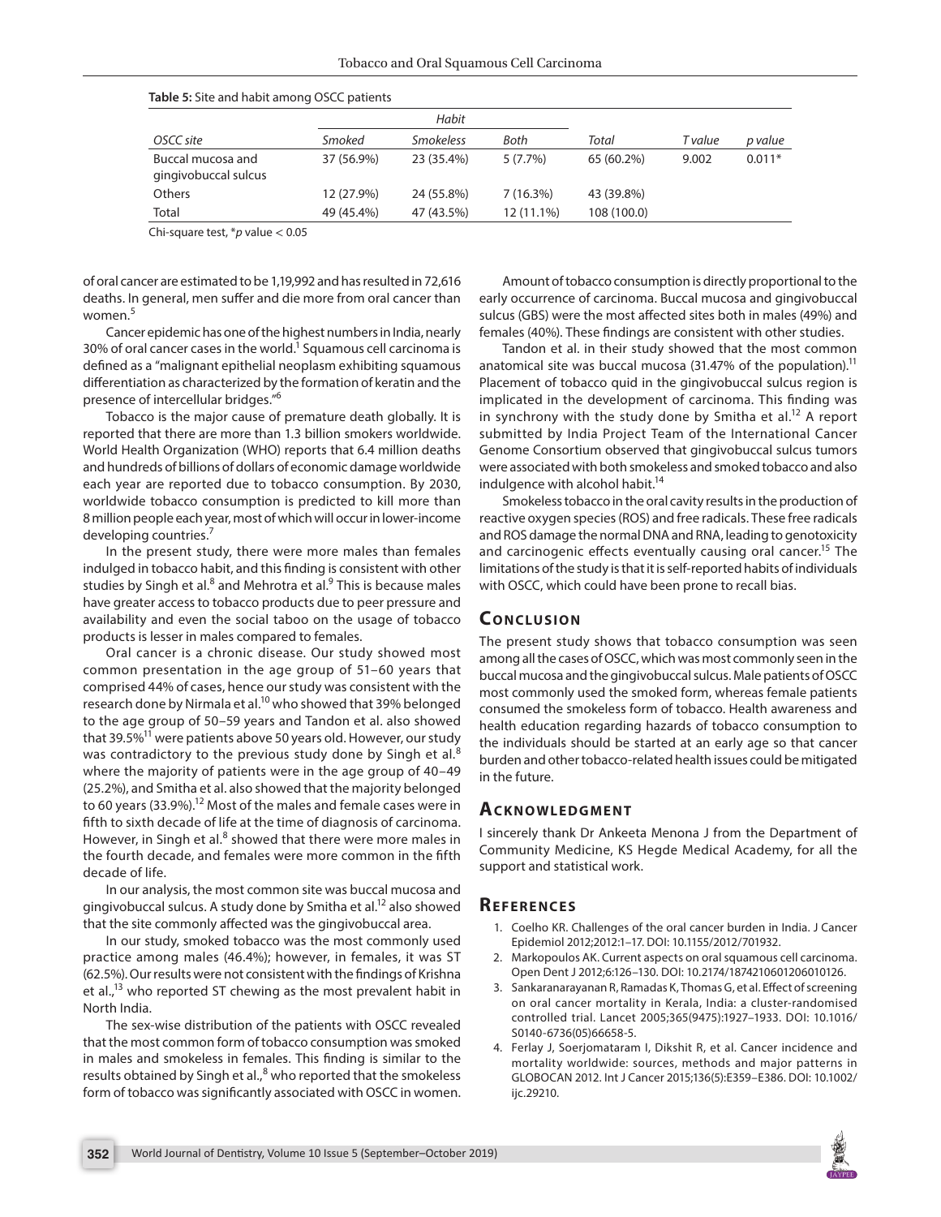**Table 5:** Site and habit among OSCC patients

| | *Habit* | | | | | |
|---|---|---|---|---|---|---|
| *OSCC site* | *Smoked* | *Smokeless* | *Both* | *Total* | *T value* | *p value* |
| Buccal mucosa and gingivobuccal sulcus | 37 (56.9%) | 23 (35.4%) | 5 (7.7%) | 65 (60.2%) | 9.002 | 0.011* |
| Others | 12 (27.9%) | 24 (55.8%) | 7 (16.3%) | 43 (39.8%) | | |
| Total | 49 (45.4%) | 47 (43.5%) | 12 (11.1%) | 108 (100.0) | | |

Chi-square test, *$p$ value $< 0.05$

of oral cancer are estimated to be 1,19,992 and has resulted in 72,616 deaths. In general, men suffer and die more from oral cancer than women.[5]

Cancer epidemic has one of the highest numbers in India, nearly 30% of oral cancer cases in the world.[1] Squamous cell carcinoma is defined as a "malignant epithelial neoplasm exhibiting squamous differentiation as characterized by the formation of keratin and the presence of intercellular bridges."[6]

Tobacco is the major cause of premature death globally. It is reported that there are more than 1.3 billion smokers worldwide. World Health Organization (WHO) reports that 6.4 million deaths and hundreds of billions of dollars of economic damage worldwide each year are reported due to tobacco consumption. By 2030, worldwide tobacco consumption is predicted to kill more than 8 million people each year, most of which will occur in lower-income developing countries.[7]

In the present study, there were more males than females indulged in tobacco habit, and this finding is consistent with other studies by Singh et al.[8] and Mehrotra et al.[9] This is because males have greater access to tobacco products due to peer pressure and availability and even the social taboo on the usage of tobacco products is lesser in males compared to females.

Oral cancer is a chronic disease. Our study showed most common presentation in the age group of 51–60 years that comprised 44% of cases, hence our study was consistent with the research done by Nirmala et al.[10] who showed that 39% belonged to the age group of 50–59 years and Tandon et al. also showed that 39.5%[11] were patients above 50 years old. However, our study was contradictory to the previous study done by Singh et al.[8] where the majority of patients were in the age group of 40–49 (25.2%), and Smitha et al. also showed that the majority belonged to 60 years (33.9%).[12] Most of the males and female cases were in fifth to sixth decade of life at the time of diagnosis of carcinoma. However, in Singh et al.[8] showed that there were more males in the fourth decade, and females were more common in the fifth decade of life.

In our analysis, the most common site was buccal mucosa and gingivobuccal sulcus. A study done by Smitha et al.[12] also showed that the site commonly affected was the gingivobuccal area.

In our study, smoked tobacco was the most commonly used practice among males (46.4%); however, in females, it was ST (62.5%). Our results were not consistent with the findings of Krishna et al.,[13] who reported ST chewing as the most prevalent habit in North India.

The sex-wise distribution of the patients with OSCC revealed that the most common form of tobacco consumption was smoked in males and smokeless in females. This finding is similar to the results obtained by Singh et al.,[8] who reported that the smokeless form of tobacco was significantly associated with OSCC in women.

Amount of tobacco consumption is directly proportional to the early occurrence of carcinoma. Buccal mucosa and gingivobuccal sulcus (GBS) were the most affected sites both in males (49%) and females (40%). These findings are consistent with other studies.

Tandon et al. in their study showed that the most common anatomical site was buccal mucosa (31.47% of the population).[11] Placement of tobacco quid in the gingivobuccal sulcus region is implicated in the development of carcinoma. This finding was in synchrony with the study done by Smitha et al.[12] A report submitted by India Project Team of the International Cancer Genome Consortium observed that gingivobuccal sulcus tumors were associated with both smokeless and smoked tobacco and also indulgence with alcohol habit.[14]

Smokeless tobacco in the oral cavity results in the production of reactive oxygen species (ROS) and free radicals. These free radicals and ROS damage the normal DNA and RNA, leading to genotoxicity and carcinogenic effects eventually causing oral cancer.[15] The limitations of the study is that it is self-reported habits of individuals with OSCC, which could have been prone to recall bias.

## Conclusion

The present study shows that tobacco consumption was seen among all the cases of OSCC, which was most commonly seen in the buccal mucosa and the gingivobuccal sulcus. Male patients of OSCC most commonly used the smoked form, whereas female patients consumed the smokeless form of tobacco. Health awareness and health education regarding hazards of tobacco consumption to the individuals should be started at an early age so that cancer burden and other tobacco-related health issues could be mitigated in the future.

## Acknowledgment

I sincerely thank Dr Ankeeta Menona J from the Department of Community Medicine, KS Hegde Medical Academy, for all the support and statistical work.

## References

1. Coelho KR. Challenges of the oral cancer burden in India. J Cancer Epidemiol 2012;2012:1–17. DOI: 10.1155/2012/701932.
2. Markopoulos AK. Current aspects on oral squamous cell carcinoma. Open Dent J 2012;6:126–130. DOI: 10.2174/1874210601206010126.
3. Sankaranarayanan R, Ramadas K, Thomas G, et al. Effect of screening on oral cancer mortality in Kerala, India: a cluster-randomised controlled trial. Lancet 2005;365(9475):1927–1933. DOI: 10.1016/S0140-6736(05)66658-5.
4. Ferlay J, Soerjomataram I, Dikshit R, et al. Cancer incidence and mortality worldwide: sources, methods and major patterns in GLOBOCAN 2012. Int J Cancer 2015;136(5):E359–E386. DOI: 10.1002/ijc.29210.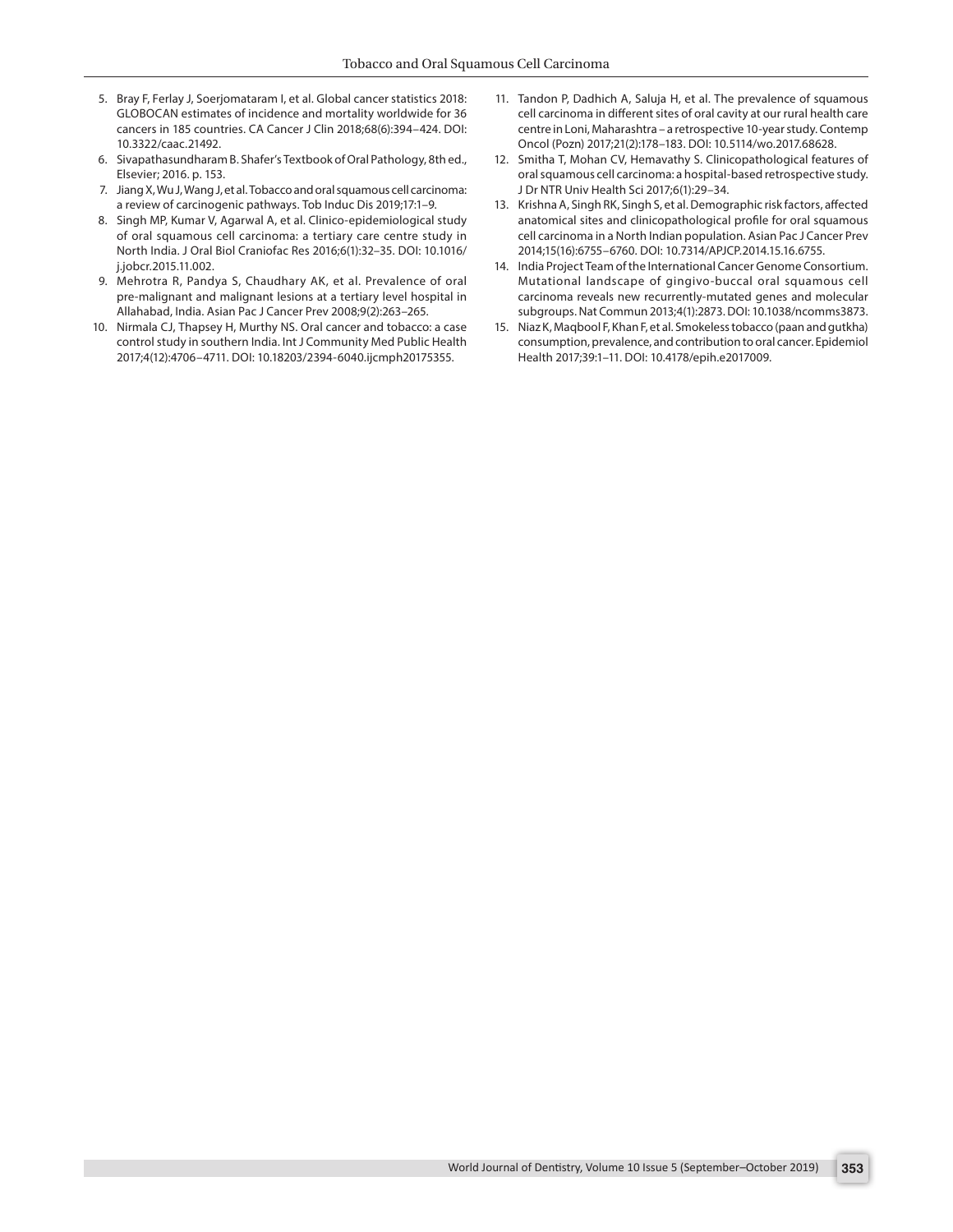5. Bray F, Ferlay J, Soerjomataram I, et al. Global cancer statistics 2018: GLOBOCAN estimates of incidence and mortality worldwide for 36 cancers in 185 countries. CA Cancer J Clin 2018;68(6):394–424. DOI: 10.3322/caac.21492.
6. Sivapathasundharam B. Shafer's Textbook of Oral Pathology, 8th ed., Elsevier; 2016. p. 153.
7. Jiang X, Wu J, Wang J, et al. Tobacco and oral squamous cell carcinoma: a review of carcinogenic pathways. Tob Induc Dis 2019;17:1–9.
8. Singh MP, Kumar V, Agarwal A, et al. Clinico-epidemiological study of oral squamous cell carcinoma: a tertiary care centre study in North India. J Oral Biol Craniofac Res 2016;6(1):32–35. DOI: 10.1016/j.jobcr.2015.11.002.
9. Mehrotra R, Pandya S, Chaudhary AK, et al. Prevalence of oral pre-malignant and malignant lesions at a tertiary level hospital in Allahabad, India. Asian Pac J Cancer Prev 2008;9(2):263–265.
10. Nirmala CJ, Thapsey H, Murthy NS. Oral cancer and tobacco: a case control study in southern India. Int J Community Med Public Health 2017;4(12):4706–4711. DOI: 10.18203/2394-6040.ijcmph20175355.
11. Tandon P, Dadhich A, Saluja H, et al. The prevalence of squamous cell carcinoma in different sites of oral cavity at our rural health care centre in Loni, Maharashtra – a retrospective 10-year study. Contemp Oncol (Pozn) 2017;21(2):178–183. DOI: 10.5114/wo.2017.68628.
12. Smitha T, Mohan CV, Hemavathy S. Clinicopathological features of oral squamous cell carcinoma: a hospital-based retrospective study. J Dr NTR Univ Health Sci 2017;6(1):29–34.
13. Krishna A, Singh RK, Singh S, et al. Demographic risk factors, affected anatomical sites and clinicopathological profile for oral squamous cell carcinoma in a North Indian population. Asian Pac J Cancer Prev 2014;15(16):6755–6760. DOI: 10.7314/APJCP.2014.15.16.6755.
14. India Project Team of the International Cancer Genome Consortium. Mutational landscape of gingivo-buccal oral squamous cell carcinoma reveals new recurrently-mutated genes and molecular subgroups. Nat Commun 2013;4(1):2873. DOI: 10.1038/ncomms3873.
15. Niaz K, Maqbool F, Khan F, et al. Smokeless tobacco (paan and gutkha) consumption, prevalence, and contribution to oral cancer. Epidemiol Health 2017;39:1–11. DOI: 10.4178/epih.e2017009.